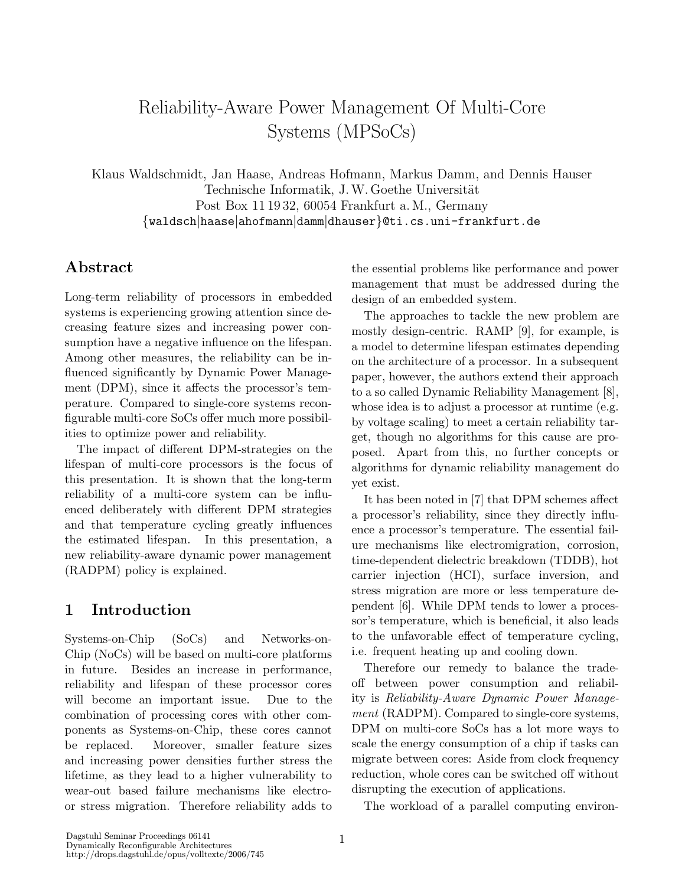# Reliability-Aware Power Management Of Multi-Core Systems (MPSoCs)

Klaus Waldschmidt, Jan Haase, Andreas Hofmann, Markus Damm, and Dennis Hauser
Technische Informatik, J. W. Goethe Universität
Post Box 11 19 32, 60054 Frankfurt a. M., Germany
{waldsch|haase|ahofmann|damm|dhauser}@ti.cs.uni-frankfurt.de

## Abstract

Long-term reliability of processors in embedded systems is experiencing growing attention since decreasing feature sizes and increasing power consumption have a negative influence on the lifespan. Among other measures, the reliability can be influenced significantly by Dynamic Power Management (DPM), since it affects the processor's temperature. Compared to single-core systems reconfigurable multi-core SoCs offer much more possibilities to optimize power and reliability.

The impact of different DPM-strategies on the lifespan of multi-core processors is the focus of this presentation. It is shown that the long-term reliability of a multi-core system can be influenced deliberately with different DPM strategies and that temperature cycling greatly influences the estimated lifespan. In this presentation, a new reliability-aware dynamic power management (RADPM) policy is explained.

## 1 Introduction

Systems-on-Chip (SoCs) and Networks-on-Chip (NoCs) will be based on multi-core platforms in future. Besides an increase in performance, reliability and lifespan of these processor cores will become an important issue. Due to the combination of processing cores with other components as Systems-on-Chip, these cores cannot be replaced. Moreover, smaller feature sizes and increasing power densities further stress the lifetime, as they lead to a higher vulnerability to wear-out based failure mechanisms like electro- or stress migration. Therefore reliability adds to the essential problems like performance and power management that must be addressed during the design of an embedded system.

The approaches to tackle the new problem are mostly design-centric. RAMP [9], for example, is a model to determine lifespan estimates depending on the architecture of a processor. In a subsequent paper, however, the authors extend their approach to a so called Dynamic Reliability Management [8], whose idea is to adjust a processor at runtime (e.g. by voltage scaling) to meet a certain reliability target, though no algorithms for this cause are proposed. Apart from this, no further concepts or algorithms for dynamic reliability management do yet exist.

It has been noted in [7] that DPM schemes affect a processor's reliability, since they directly influence a processor's temperature. The essential failure mechanisms like electromigration, corrosion, time-dependent dielectric breakdown (TDDB), hot carrier injection (HCI), surface inversion, and stress migration are more or less temperature dependent [6]. While DPM tends to lower a processor's temperature, which is beneficial, it also leads to the unfavorable effect of temperature cycling, i.e. frequent heating up and cooling down.

Therefore our remedy to balance the tradeoff between power consumption and reliability is *Reliability-Aware Dynamic Power Management* (RADPM). Compared to single-core systems, DPM on multi-core SoCs has a lot more ways to scale the energy consumption of a chip if tasks can migrate between cores: Aside from clock frequency reduction, whole cores can be switched off without disrupting the execution of applications.

The workload of a parallel computing environ-

Dagstuhl Seminar Proceedings 06141
Dynamically Reconfigurable Architectures
http://drops.dagstuhl.de/opus/volltexte/2006/745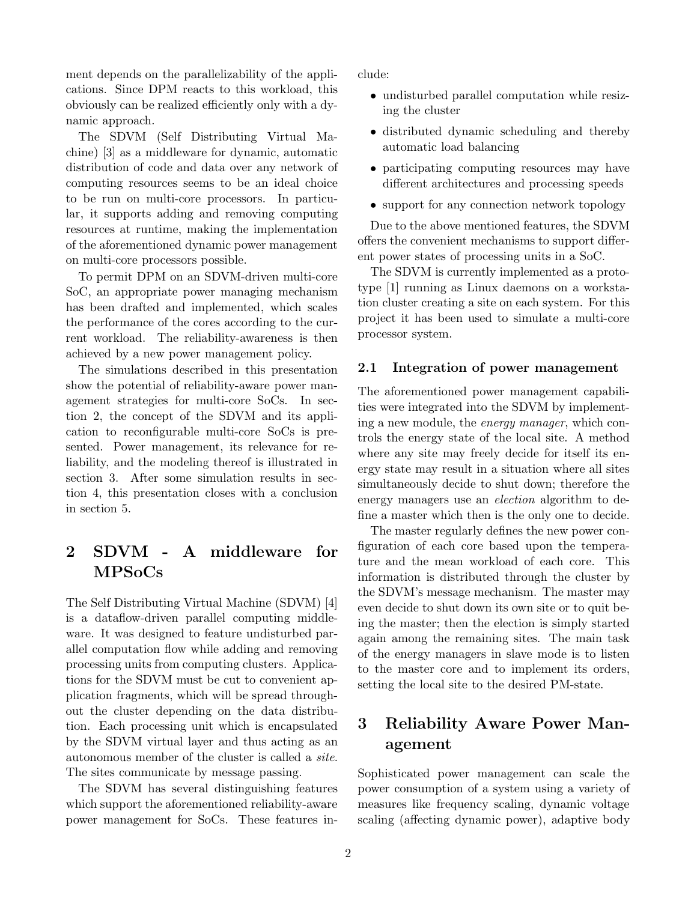ment depends on the parallelizability of the applications. Since DPM reacts to this workload, this obviously can be realized efficiently only with a dynamic approach.

The SDVM (Self Distributing Virtual Machine) [3] as a middleware for dynamic, automatic distribution of code and data over any network of computing resources seems to be an ideal choice to be run on multi-core processors. In particular, it supports adding and removing computing resources at runtime, making the implementation of the aforementioned dynamic power management on multi-core processors possible.

To permit DPM on an SDVM-driven multi-core SoC, an appropriate power managing mechanism has been drafted and implemented, which scales the performance of the cores according to the current workload. The reliability-awareness is then achieved by a new power management policy.

The simulations described in this presentation show the potential of reliability-aware power management strategies for multi-core SoCs. In section 2, the concept of the SDVM and its application to reconfigurable multi-core SoCs is presented. Power management, its relevance for reliability, and the modeling thereof is illustrated in section 3. After some simulation results in section 4, this presentation closes with a conclusion in section 5.

## 2 SDVM - A middleware for MPSoCs

The Self Distributing Virtual Machine (SDVM) [4] is a dataflow-driven parallel computing middleware. It was designed to feature undisturbed parallel computation flow while adding and removing processing units from computing clusters. Applications for the SDVM must be cut to convenient application fragments, which will be spread throughout the cluster depending on the data distribution. Each processing unit which is encapsulated by the SDVM virtual layer and thus acting as an autonomous member of the cluster is called a *site*. The sites communicate by message passing.

The SDVM has several distinguishing features which support the aforementioned reliability-aware power management for SoCs. These features include:

- undisturbed parallel computation while resizing the cluster
- distributed dynamic scheduling and thereby automatic load balancing
- participating computing resources may have different architectures and processing speeds
- support for any connection network topology

Due to the above mentioned features, the SDVM offers the convenient mechanisms to support different power states of processing units in a SoC.

The SDVM is currently implemented as a prototype [1] running as Linux daemons on a workstation cluster creating a site on each system. For this project it has been used to simulate a multi-core processor system.

### 2.1 Integration of power management

The aforementioned power management capabilities were integrated into the SDVM by implementing a new module, the *energy manager*, which controls the energy state of the local site. A method where any site may freely decide for itself its energy state may result in a situation where all sites simultaneously decide to shut down; therefore the energy managers use an *election* algorithm to define a master which then is the only one to decide.

The master regularly defines the new power configuration of each core based upon the temperature and the mean workload of each core. This information is distributed through the cluster by the SDVM's message mechanism. The master may even decide to shut down its own site or to quit being the master; then the election is simply started again among the remaining sites. The main task of the energy managers in slave mode is to listen to the master core and to implement its orders, setting the local site to the desired PM-state.

## 3 Reliability Aware Power Management

Sophisticated power management can scale the power consumption of a system using a variety of measures like frequency scaling, dynamic voltage scaling (affecting dynamic power), adaptive body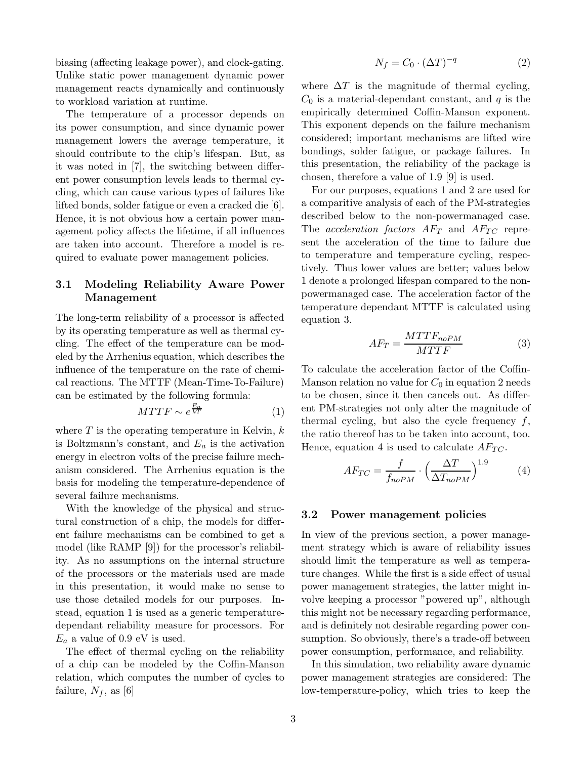biasing (affecting leakage power), and clock-gating. Unlike static power management dynamic power management reacts dynamically and continuously to workload variation at runtime.

The temperature of a processor depends on its power consumption, and since dynamic power management lowers the average temperature, it should contribute to the chip's lifespan. But, as it was noted in [7], the switching between different power consumption levels leads to thermal cycling, which can cause various types of failures like lifted bonds, solder fatigue or even a cracked die [6]. Hence, it is not obvious how a certain power management policy affects the lifetime, if all influences are taken into account. Therefore a model is required to evaluate power management policies.

### 3.1 Modeling Reliability Aware Power Management

The long-term reliability of a processor is affected by its operating temperature as well as thermal cycling. The effect of the temperature can be modeled by the Arrhenius equation, which describes the influence of the temperature on the rate of chemical reactions. The MTTF (Mean-Time-To-Failure) can be estimated by the following formula:

$$MTTF \sim e^{\frac{E_a}{kT}} \tag{1}$$

where $T$ is the operating temperature in Kelvin, $k$ is Boltzmann's constant, and $E_a$ is the activation energy in electron volts of the precise failure mechanism considered. The Arrhenius equation is the basis for modeling the temperature-dependence of several failure mechanisms.

With the knowledge of the physical and structural construction of a chip, the models for different failure mechanisms can be combined to get a model (like RAMP [9]) for the processor's reliability. As no assumptions on the internal structure of the processors or the materials used are made in this presentation, it would make no sense to use those detailed models for our purposes. Instead, equation 1 is used as a generic temperature-dependant reliability measure for processors. For $E_a$ a value of 0.9 eV is used.

The effect of thermal cycling on the reliability of a chip can be modeled by the Coffin-Manson relation, which computes the number of cycles to failure, $N_f$, as [6]

$$N_f = C_0 \cdot (\Delta T)^{-q} \tag{2}$$

where $\Delta T$ is the magnitude of thermal cycling, $C_0$ is a material-dependant constant, and $q$ is the empirically determined Coffin-Manson exponent. This exponent depends on the failure mechanism considered; important mechanisms are lifted wire bondings, solder fatigue, or package failures. In this presentation, the reliability of the package is chosen, therefore a value of 1.9 [9] is used.

For our purposes, equations 1 and 2 are used for a comparitive analysis of each of the PM-strategies described below to the non-powermanaged case. The *acceleration factors* $AF_T$ and $AF_{TC}$ represent the acceleration of the time to failure due to temperature and temperature cycling, respectively. Thus lower values are better; values below 1 denote a prolonged lifespan compared to the non-powermanaged case. The acceleration factor of the temperature dependant MTTF is calculated using equation 3.

$$AF_T = \frac{MTTF_{noPM}}{MTTF} \tag{3}$$

To calculate the acceleration factor of the Coffin-Manson relation no value for $C_0$ in equation 2 needs to be chosen, since it then cancels out. As different PM-strategies not only alter the magnitude of thermal cycling, but also the cycle frequency $f$, the ratio thereof has to be taken into account, too. Hence, equation 4 is used to calculate $AF_{TC}$.

$$AF_{TC} = \frac{f}{f_{noPM}} \cdot \Big(\frac{\Delta T}{\Delta T_{noPM}}\Big)^{1.9} \tag{4}$$

### 3.2 Power management policies

In view of the previous section, a power management strategy which is aware of reliability issues should limit the temperature as well as temperature changes. While the first is a side effect of usual power management strategies, the latter might involve keeping a processor "powered up", although this might not be necessary regarding performance, and is definitely not desirable regarding power consumption. So obviously, there's a trade-off between power consumption, performance, and reliability.

In this simulation, two reliability aware dynamic power management strategies are considered: The low-temperature-policy, which tries to keep the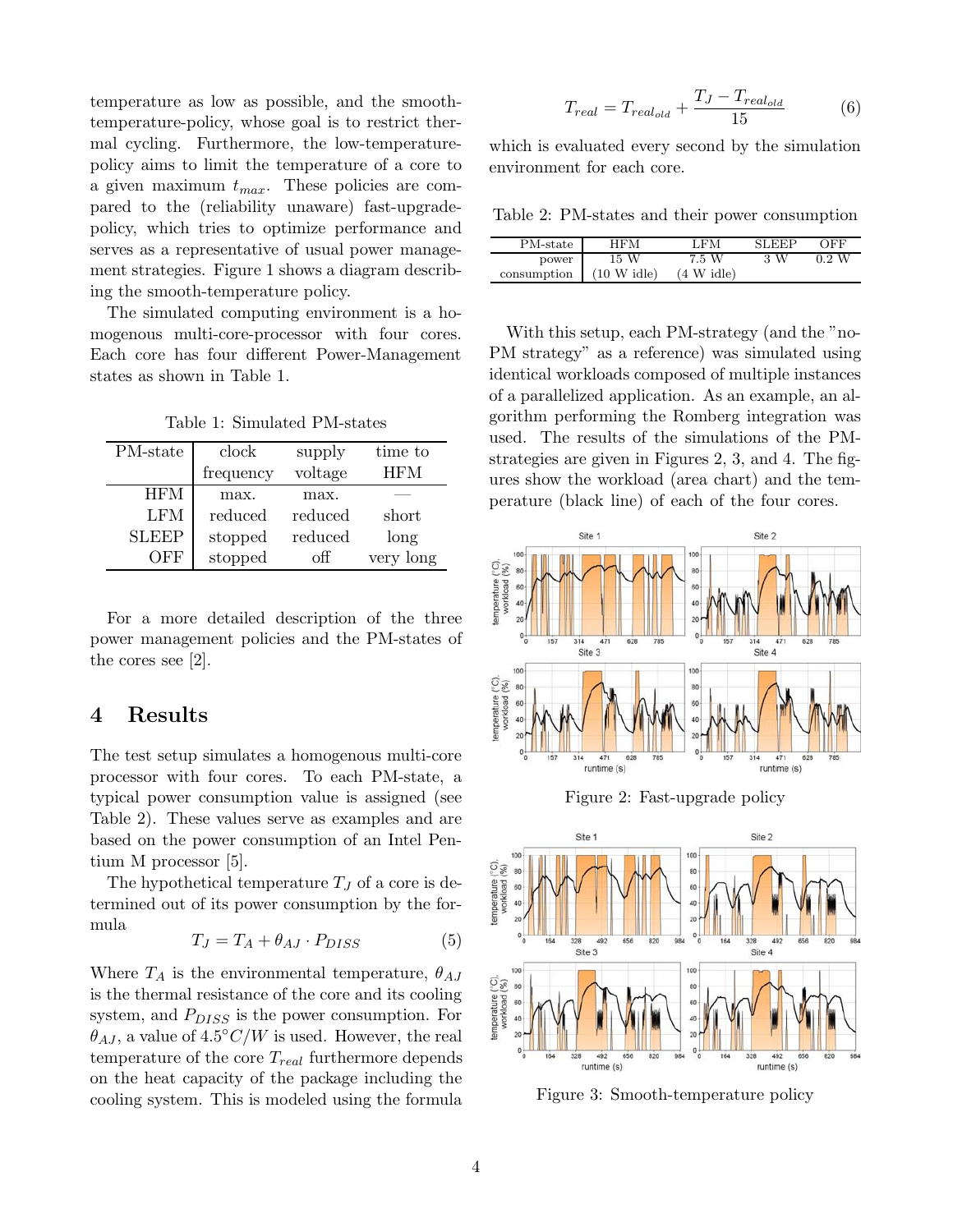temperature as low as possible, and the smooth-temperature-policy, whose goal is to restrict thermal cycling. Furthermore, the low-temperature-policy aims to limit the temperature of a core to a given maximum $t_{max}$. These policies are compared to the (reliability unaware) fast-upgrade-policy, which tries to optimize performance and serves as a representative of usual power management strategies. Figure 1 shows a diagram describing the smooth-temperature policy.

The simulated computing environment is a homogenous multi-core-processor with four cores. Each core has four different Power-Management states as shown in Table 1.

Table 1: Simulated PM-states

| PM-state | clock frequency | supply voltage | time to HFM |
|---|---|---|---|
| HFM | max. | max. | — |
| LFM | reduced | reduced | short |
| SLEEP | stopped | reduced | long |
| OFF | stopped | off | very long |

For a more detailed description of the three power management policies and the PM-states of the cores see [2].

## 4 Results

The test setup simulates a homogenous multi-core processor with four cores. To each PM-state, a typical power consumption value is assigned (see Table 2). These values serve as examples and are based on the power consumption of an Intel Pentium M processor [5].

The hypothetical temperature $T_J$ of a core is determined out of its power consumption by the formula

$$T_J = T_A + \theta_{AJ} \cdot P_{DISS} \tag{5}$$

Where $T_A$ is the environmental temperature, $\theta_{AJ}$ is the thermal resistance of the core and its cooling system, and $P_{DISS}$ is the power consumption. For $\theta_{AJ}$, a value of $4.5°C/W$ is used. However, the real temperature of the core $T_{real}$ furthermore depends on the heat capacity of the package including the cooling system. This is modeled using the formula

$$T_{real} = T_{real_{old}} + \frac{T_J - T_{real_{old}}}{15} \tag{6}$$

which is evaluated every second by the simulation environment for each core.

Table 2: PM-states and their power consumption

| PM-state | HFM | LFM | SLEEP | OFF |
|---|---|---|---|---|
| power consumption | 15 W (10 W idle) | 7.5 W (4 W idle) | 3 W | 0.2 W |

With this setup, each PM-strategy (and the "no-PM strategy" as a reference) was simulated using identical workloads composed of multiple instances of a parallelized application. As an example, an algorithm performing the Romberg integration was used. The results of the simulations of the PM-strategies are given in Figures 2, 3, and 4. The figures show the workload (area chart) and the temperature (black line) of each of the four cores.

Figure 2: Fast-upgrade policy

Figure 3: Smooth-temperature policy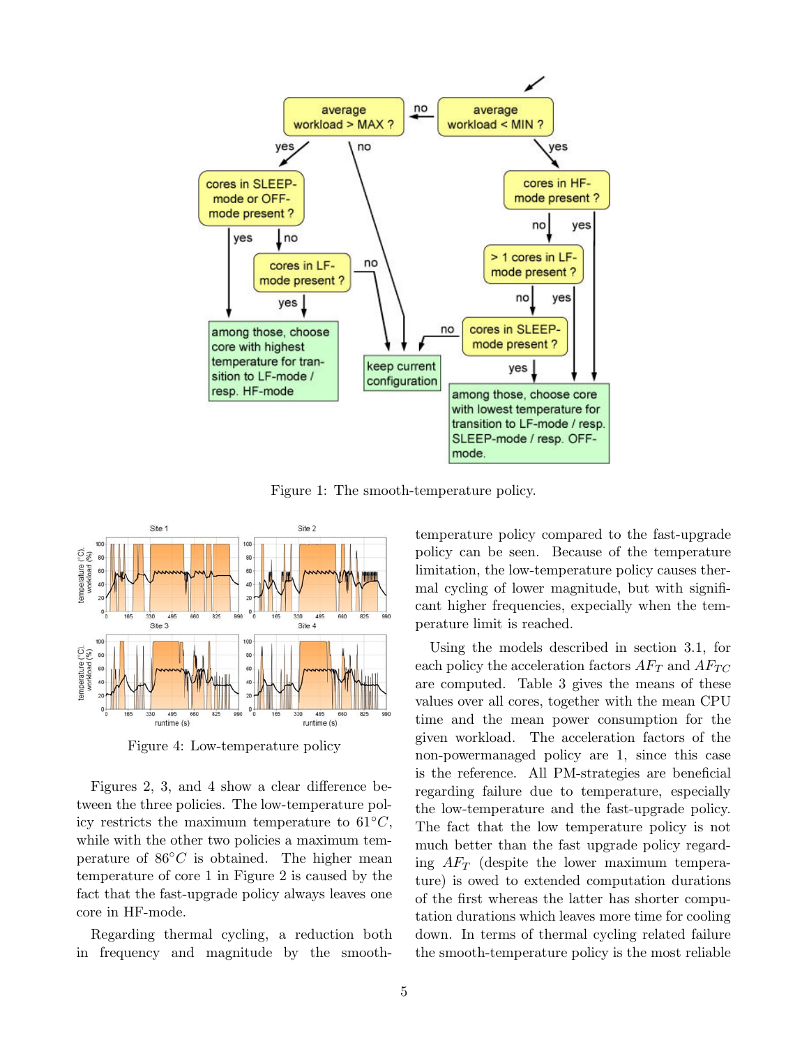Figure 1: The smooth-temperature policy.

Figure 4: Low-temperature policy

Figures 2, 3, and 4 show a clear difference between the three policies. The low-temperature policy restricts the maximum temperature to 61°$C$, while with the other two policies a maximum temperature of 86°$C$ is obtained. The higher mean temperature of core 1 in Figure 2 is caused by the fact that the fast-upgrade policy always leaves one core in HF-mode.

Regarding thermal cycling, a reduction both in frequency and magnitude by the smooth-temperature policy compared to the fast-upgrade policy can be seen. Because of the temperature limitation, the low-temperature policy causes thermal cycling of lower magnitude, but with significant higher frequencies, expecially when the temperature limit is reached.

Using the models described in section 3.1, for each policy the acceleration factors $AF_T$ and $AF_{TC}$ are computed. Table 3 gives the means of these values over all cores, together with the mean CPU time and the mean power consumption for the given workload. The acceleration factors of the non-powermanaged policy are 1, since this case is the reference. All PM-strategies are beneficial regarding failure due to temperature, especially the low-temperature and the fast-upgrade policy. The fact that the low temperature policy is not much better than the fast upgrade policy regarding $AF_T$ (despite the lower maximum temperature) is owed to extended computation durations of the first whereas the latter has shorter computation durations which leaves more time for cooling down. In terms of thermal cycling related failure the smooth-temperature policy is the most reliable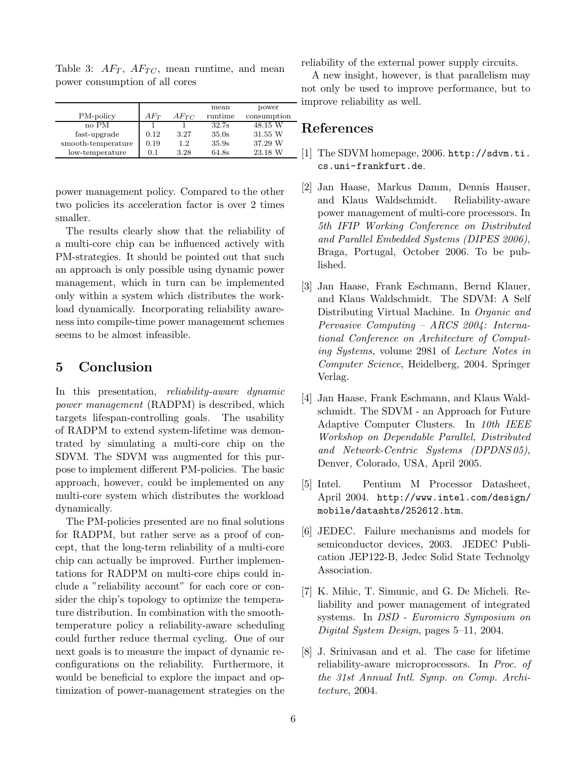Table 3: $AF_T$, $AF_{TC}$, mean runtime, and mean power consumption of all cores

| PM-policy | $AF_T$ | $AF_{TC}$ | mean runtime | power consumption |
|---|---|---|---|---|
| no PM | 1 | 1 | 32.7s | 48.15 W |
| fast-upgrade | 0.12 | 3.27 | 35.0s | 31.55 W |
| smooth-temperature | 0.19 | 1.2 | 35.9s | 37.29 W |
| low-temperature | 0.1 | 3.28 | 64.8s | 23.18 W |

power management policy. Compared to the other two policies its acceleration factor is over 2 times smaller.

The results clearly show that the reliability of a multi-core chip can be influenced actively with PM-strategies. It should be pointed out that such an approach is only possible using dynamic power management, which in turn can be implemented only within a system which distributes the workload dynamically. Incorporating reliability awareness into compile-time power management schemes seems to be almost infeasible.

## 5 Conclusion

In this presentation, *reliability-aware dynamic power management* (RADPM) is described, which targets lifespan-controlling goals. The usability of RADPM to extend system-lifetime was demontrated by simulating a multi-core chip on the SDVM. The SDVM was augmented for this purpose to implement different PM-policies. The basic approach, however, could be implemented on any multi-core system which distributes the workload dynamically.

The PM-policies presented are no final solutions for RADPM, but rather serve as a proof of concept, that the long-term reliability of a multi-core chip can actually be improved. Further implementations for RADPM on multi-core chips could include a "reliability account" for each core or consider the chip's topology to optimize the temperature distribution. In combination with the smooth-temperature policy a reliability-aware scheduling could further reduce thermal cycling. One of our next goals is to measure the impact of dynamic reconfigurations on the reliability. Furthermore, it would be beneficial to explore the impact and optimization of power-management strategies on the reliability of the external power supply circuits.

A new insight, however, is that parallelism may not only be used to improve performance, but to improve reliability as well.

## References

[1] The SDVM homepage, 2006. `http://sdvm.ti.cs.uni-frankfurt.de`.

[2] Jan Haase, Markus Damm, Dennis Hauser, and Klaus Waldschmidt. Reliability-aware power management of multi-core processors. In *5th IFIP Working Conference on Distributed and Parallel Embedded Systems (DIPES 2006)*, Braga, Portugal, October 2006. To be published.

[3] Jan Haase, Frank Eschmann, Bernd Klauer, and Klaus Waldschmidt. The SDVM: A Self Distributing Virtual Machine. In *Organic and Pervasive Computing – ARCS 2004: International Conference on Architecture of Computing Systems*, volume 2981 of *Lecture Notes in Computer Science*, Heidelberg, 2004. Springer Verlag.

[4] Jan Haase, Frank Eschmann, and Klaus Waldschmidt. The SDVM - an Approach for Future Adaptive Computer Clusters. In *10th IEEE Workshop on Dependable Parallel, Distributed and Network-Centric Systems (DPDNS 05)*, Denver, Colorado, USA, April 2005.

[5] Intel. Pentium M Processor Datasheet, April 2004. `http://www.intel.com/design/mobile/datashts/252612.htm`.

[6] JEDEC. Failure mechanisms and models for semiconductor devices, 2003. JEDEC Publication JEP122-B, Jedec Solid State Technolgy Association.

[7] K. Mihic, T. Simunic, and G. De Micheli. Reliability and power management of integrated systems. In *DSD - Euromicro Symposium on Digital System Design*, pages 5–11, 2004.

[8] J. Srinivasan and et al. The case for lifetime reliability-aware microprocessors. In *Proc. of the 31st Annual Intl. Symp. on Comp. Architecture*, 2004.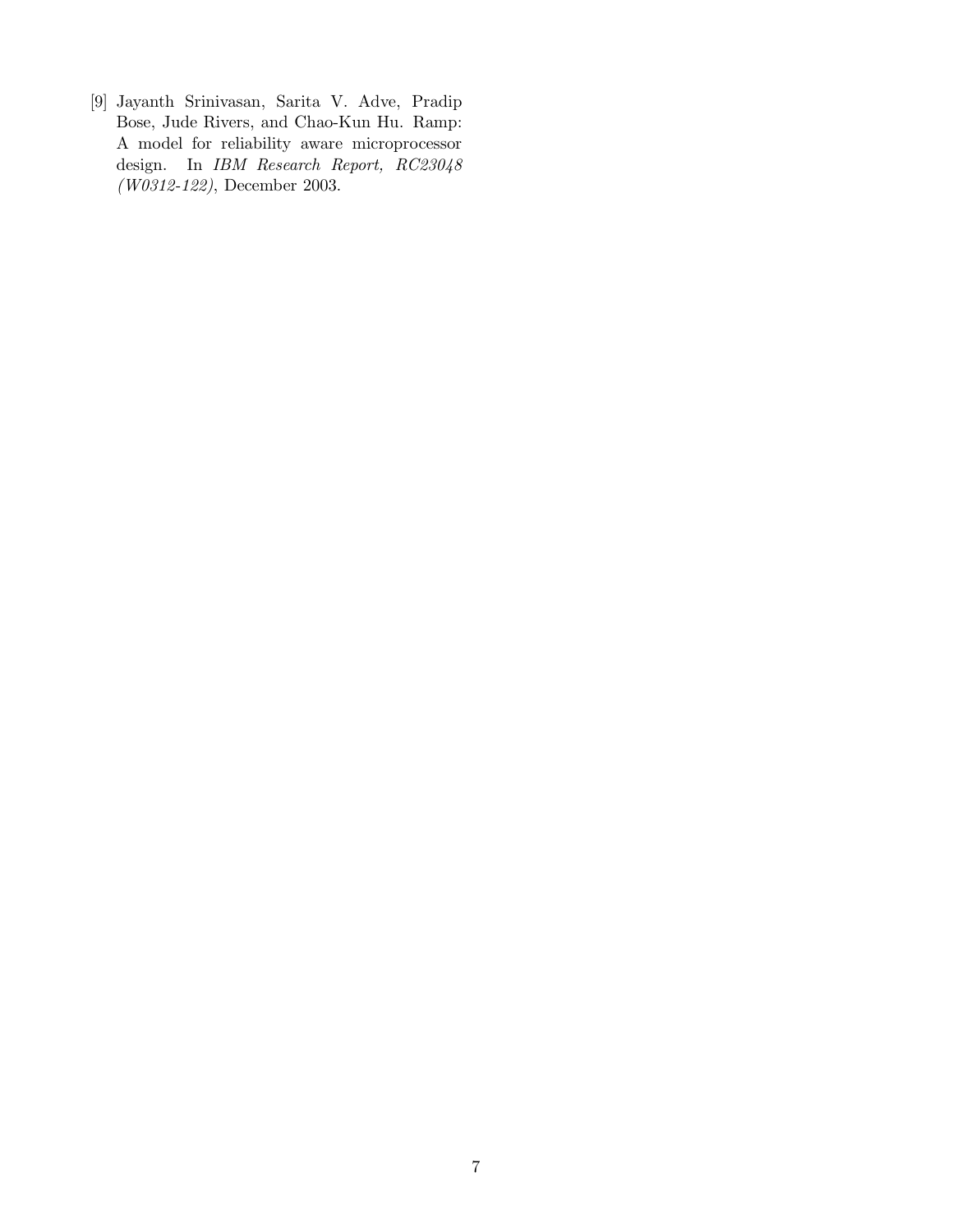[9] Jayanth Srinivasan, Sarita V. Adve, Pradip Bose, Jude Rivers, and Chao-Kun Hu. Ramp: A model for reliability aware microprocessor design. In *IBM Research Report, RC23048 (W0312-122)*, December 2003.